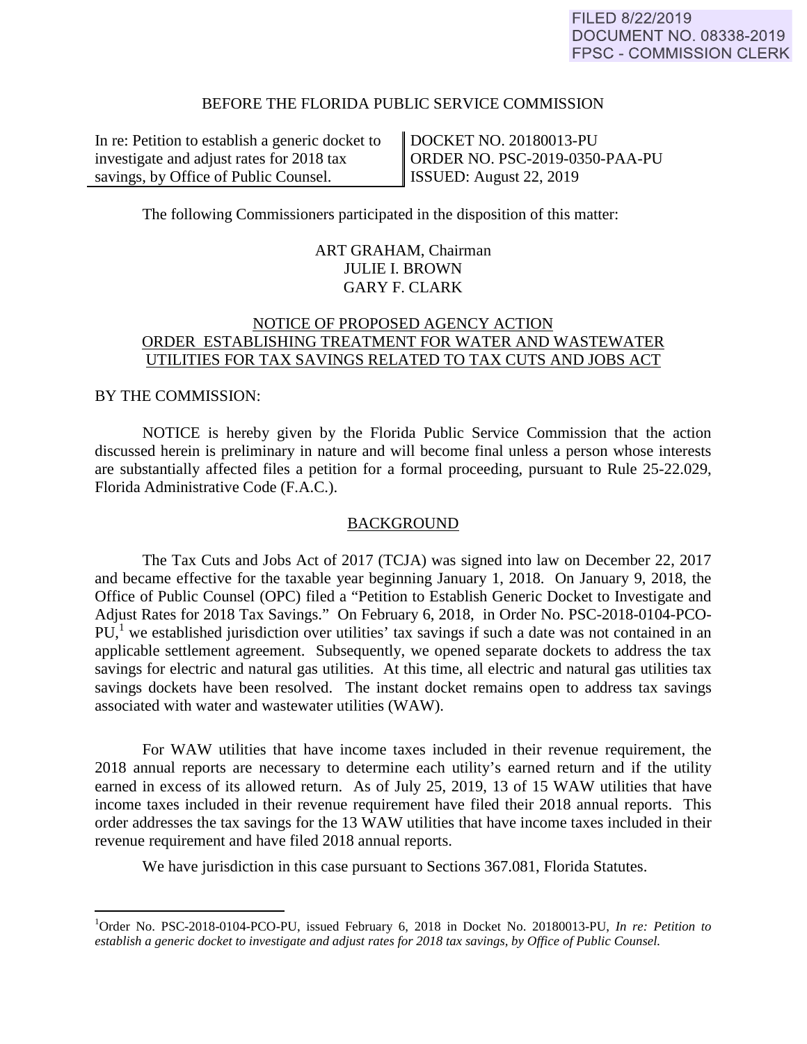FILED 8/22/2019
DOCUMENT NO. 08338-2019
FPSC - COMMISSION CLERK

BEFORE THE FLORIDA PUBLIC SERVICE COMMISSION

| In re: Petition to establish a generic docket to investigate and adjust rates for 2018 tax savings, by Office of Public Counsel. | DOCKET NO. 20180013-PU<br>ORDER NO. PSC-2019-0350-PAA-PU<br>ISSUED: August 22, 2019 |
|---|---|

The following Commissioners participated in the disposition of this matter:

ART GRAHAM, Chairman
JULIE I. BROWN
GARY F. CLARK

## NOTICE OF PROPOSED AGENCY ACTION ORDER ESTABLISHING TREATMENT FOR WATER AND WASTEWATER UTILITIES FOR TAX SAVINGS RELATED TO TAX CUTS AND JOBS ACT

BY THE COMMISSION:

NOTICE is hereby given by the Florida Public Service Commission that the action discussed herein is preliminary in nature and will become final unless a person whose interests are substantially affected files a petition for a formal proceeding, pursuant to Rule 25-22.029, Florida Administrative Code (F.A.C.).

## BACKGROUND

The Tax Cuts and Jobs Act of 2017 (TCJA) was signed into law on December 22, 2017 and became effective for the taxable year beginning January 1, 2018. On January 9, 2018, the Office of Public Counsel (OPC) filed a "Petition to Establish Generic Docket to Investigate and Adjust Rates for 2018 Tax Savings." On February 6, 2018, in Order No. PSC-2018-0104-PCO-PU,[1] we established jurisdiction over utilities' tax savings if such a date was not contained in an applicable settlement agreement. Subsequently, we opened separate dockets to address the tax savings for electric and natural gas utilities. At this time, all electric and natural gas utilities tax savings dockets have been resolved. The instant docket remains open to address tax savings associated with water and wastewater utilities (WAW).

For WAW utilities that have income taxes included in their revenue requirement, the 2018 annual reports are necessary to determine each utility's earned return and if the utility earned in excess of its allowed return. As of July 25, 2019, 13 of 15 WAW utilities that have income taxes included in their revenue requirement have filed their 2018 annual reports. This order addresses the tax savings for the 13 WAW utilities that have income taxes included in their revenue requirement and have filed 2018 annual reports.

We have jurisdiction in this case pursuant to Sections 367.081, Florida Statutes.

[1]Order No. PSC-2018-0104-PCO-PU, issued February 6, 2018 in Docket No. 20180013-PU, *In re: Petition to establish a generic docket to investigate and adjust rates for 2018 tax savings, by Office of Public Counsel.*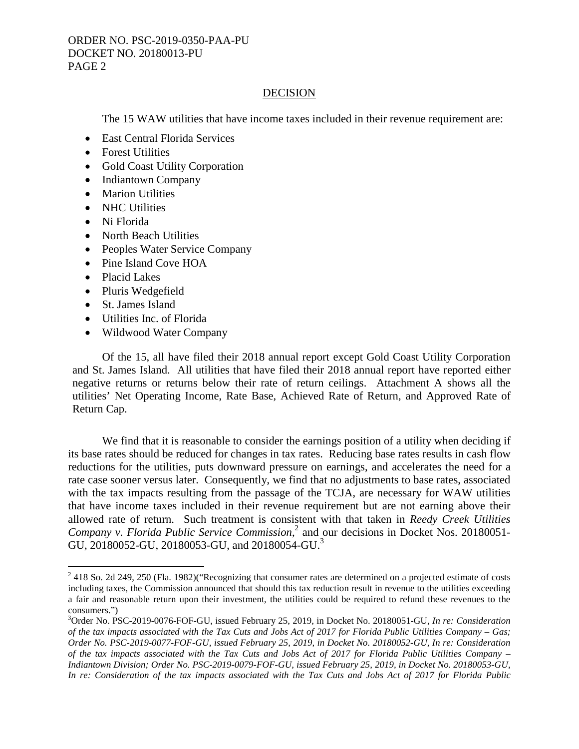## DECISION

The 15 WAW utilities that have income taxes included in their revenue requirement are:

- East Central Florida Services
- Forest Utilities
- Gold Coast Utility Corporation
- Indiantown Company
- Marion Utilities
- NHC Utilities
- Ni Florida
- North Beach Utilities
- Peoples Water Service Company
- Pine Island Cove HOA
- Placid Lakes
- Pluris Wedgefield
- St. James Island
- Utilities Inc. of Florida
- Wildwood Water Company

Of the 15, all have filed their 2018 annual report except Gold Coast Utility Corporation and St. James Island. All utilities that have filed their 2018 annual report have reported either negative returns or returns below their rate of return ceilings. Attachment A shows all the utilities' Net Operating Income, Rate Base, Achieved Rate of Return, and Approved Rate of Return Cap.

We find that it is reasonable to consider the earnings position of a utility when deciding if its base rates should be reduced for changes in tax rates. Reducing base rates results in cash flow reductions for the utilities, puts downward pressure on earnings, and accelerates the need for a rate case sooner versus later. Consequently, we find that no adjustments to base rates, associated with the tax impacts resulting from the passage of the TCJA, are necessary for WAW utilities that have income taxes included in their revenue requirement but are not earning above their allowed rate of return. Such treatment is consistent with that taken in *Reedy Creek Utilities Company v. Florida Public Service Commission*,[2] and our decisions in Docket Nos. 20180051-GU, 20180052-GU, 20180053-GU, and 20180054-GU.[3]

---

[2] 418 So. 2d 249, 250 (Fla. 1982)("Recognizing that consumer rates are determined on a projected estimate of costs including taxes, the Commission announced that should this tax reduction result in revenue to the utilities exceeding a fair and reasonable return upon their investment, the utilities could be required to refund these revenues to the consumers.")

[3] Order No. PSC-2019-0076-FOF-GU, issued February 25, 2019, in Docket No. 20180051-GU, *In re: Consideration of the tax impacts associated with the Tax Cuts and Jobs Act of 2017 for Florida Public Utilities Company – Gas; Order No. PSC-2019-0077-FOF-GU, issued February 25, 2019, in Docket No. 20180052-GU, In re: Consideration of the tax impacts associated with the Tax Cuts and Jobs Act of 2017 for Florida Public Utilities Company – Indiantown Division; Order No. PSC-2019-0079-FOF-GU, issued February 25, 2019, in Docket No. 20180053-GU, In re: Consideration of the tax impacts associated with the Tax Cuts and Jobs Act of 2017 for Florida Public*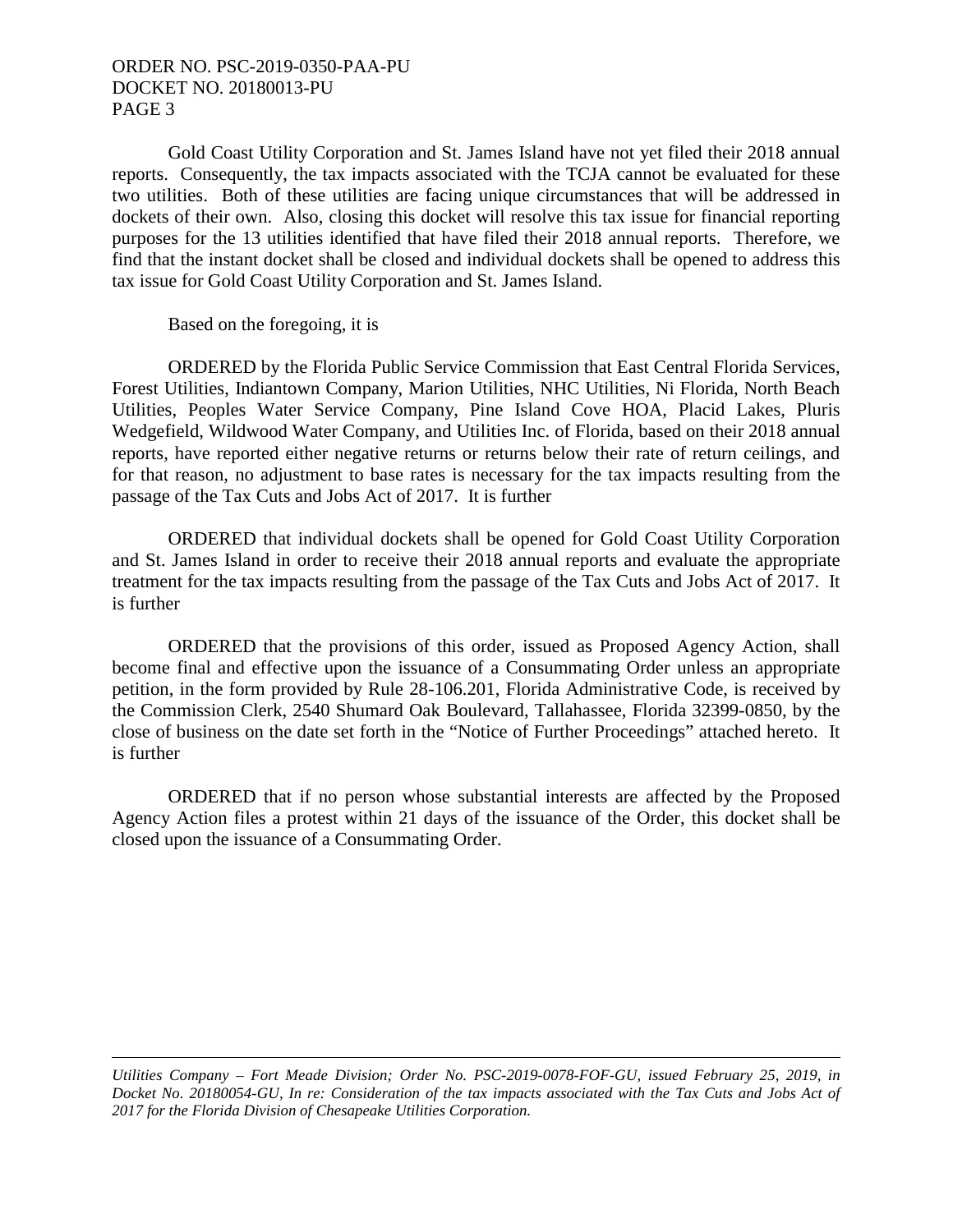Gold Coast Utility Corporation and St. James Island have not yet filed their 2018 annual reports. Consequently, the tax impacts associated with the TCJA cannot be evaluated for these two utilities. Both of these utilities are facing unique circumstances that will be addressed in dockets of their own. Also, closing this docket will resolve this tax issue for financial reporting purposes for the 13 utilities identified that have filed their 2018 annual reports. Therefore, we find that the instant docket shall be closed and individual dockets shall be opened to address this tax issue for Gold Coast Utility Corporation and St. James Island.

Based on the foregoing, it is

ORDERED by the Florida Public Service Commission that East Central Florida Services, Forest Utilities, Indiantown Company, Marion Utilities, NHC Utilities, Ni Florida, North Beach Utilities, Peoples Water Service Company, Pine Island Cove HOA, Placid Lakes, Pluris Wedgefield, Wildwood Water Company, and Utilities Inc. of Florida, based on their 2018 annual reports, have reported either negative returns or returns below their rate of return ceilings, and for that reason, no adjustment to base rates is necessary for the tax impacts resulting from the passage of the Tax Cuts and Jobs Act of 2017. It is further

ORDERED that individual dockets shall be opened for Gold Coast Utility Corporation and St. James Island in order to receive their 2018 annual reports and evaluate the appropriate treatment for the tax impacts resulting from the passage of the Tax Cuts and Jobs Act of 2017. It is further

ORDERED that the provisions of this order, issued as Proposed Agency Action, shall become final and effective upon the issuance of a Consummating Order unless an appropriate petition, in the form provided by Rule 28-106.201, Florida Administrative Code, is received by the Commission Clerk, 2540 Shumard Oak Boulevard, Tallahassee, Florida 32399-0850, by the close of business on the date set forth in the "Notice of Further Proceedings" attached hereto. It is further

ORDERED that if no person whose substantial interests are affected by the Proposed Agency Action files a protest within 21 days of the issuance of the Order, this docket shall be closed upon the issuance of a Consummating Order.

---

*Utilities Company – Fort Meade Division; Order No. PSC-2019-0078-FOF-GU, issued February 25, 2019, in Docket No. 20180054-GU, In re: Consideration of the tax impacts associated with the Tax Cuts and Jobs Act of 2017 for the Florida Division of Chesapeake Utilities Corporation.*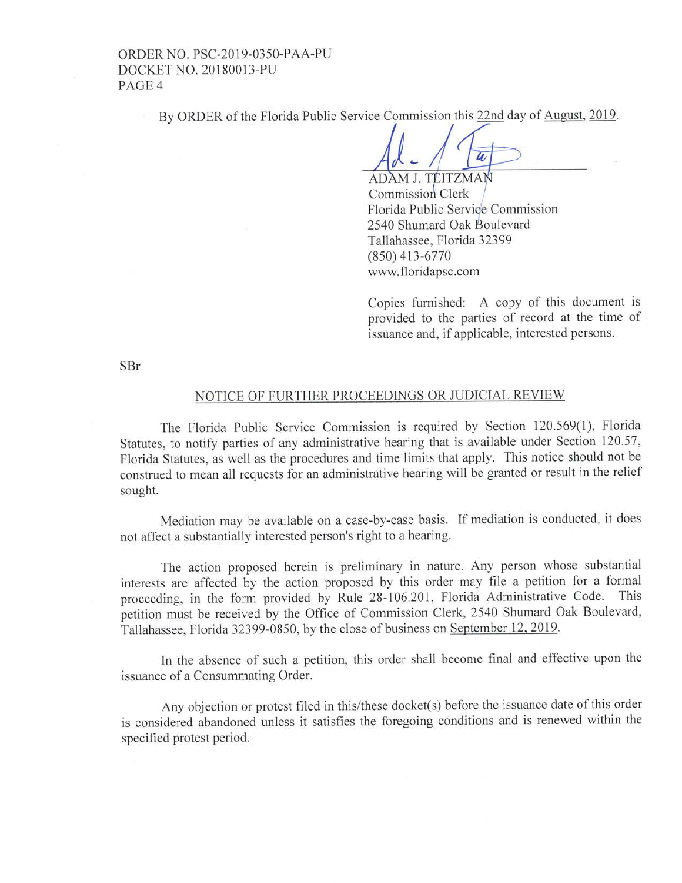By ORDER of the Florida Public Service Commission this 22nd day of August, 2019.

ADAM J. TEITZMAN
Commission Clerk
Florida Public Service Commission
2540 Shumard Oak Boulevard
Tallahassee, Florida 32399
(850) 413-6770
www.floridapsc.com

Copies furnished: A copy of this document is provided to the parties of record at the time of issuance and, if applicable, interested persons.

SBr

## NOTICE OF FURTHER PROCEEDINGS OR JUDICIAL REVIEW

The Florida Public Service Commission is required by Section 120.569(1), Florida Statutes, to notify parties of any administrative hearing that is available under Section 120.57, Florida Statutes, as well as the procedures and time limits that apply. This notice should not be construed to mean all requests for an administrative hearing will be granted or result in the relief sought.

Mediation may be available on a case-by-case basis. If mediation is conducted, it does not affect a substantially interested person's right to a hearing.

The action proposed herein is preliminary in nature. Any person whose substantial interests are affected by the action proposed by this order may file a petition for a formal proceeding, in the form provided by Rule 28-106.201, Florida Administrative Code. This petition must be received by the Office of Commission Clerk, 2540 Shumard Oak Boulevard, Tallahassee, Florida 32399-0850, by the close of business on September 12, 2019.

In the absence of such a petition, this order shall become final and effective upon the issuance of a Consummating Order.

Any objection or protest filed in this/these docket(s) before the issuance date of this order is considered abandoned unless it satisfies the foregoing conditions and is renewed within the specified protest period.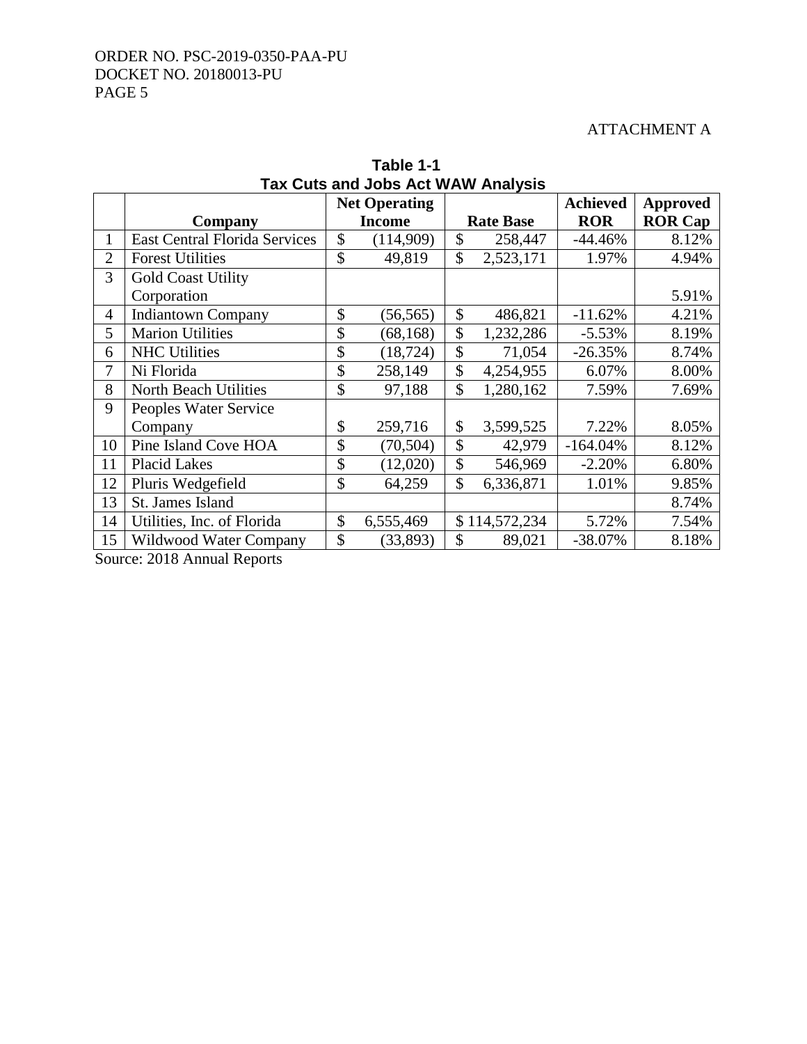ATTACHMENT A

**Table 1-1**
**Tax Cuts and Jobs Act WAW Analysis**

| | Company | Net Operating Income | Rate Base | Achieved ROR | Approved ROR Cap |
|---|---|---|---|---|---|
| 1 | East Central Florida Services | $ (114,909) | $ 258,447 | -44.46% | 8.12% |
| 2 | Forest Utilities | $ 49,819 | $ 2,523,171 | 1.97% | 4.94% |
| 3 | Gold Coast Utility Corporation | | | | 5.91% |
| 4 | Indiantown Company | $ (56,565) | $ 486,821 | -11.62% | 4.21% |
| 5 | Marion Utilities | $ (68,168) | $ 1,232,286 | -5.53% | 8.19% |
| 6 | NHC Utilities | $ (18,724) | $ 71,054 | -26.35% | 8.74% |
| 7 | Ni Florida | $ 258,149 | $ 4,254,955 | 6.07% | 8.00% |
| 8 | North Beach Utilities | $ 97,188 | $ 1,280,162 | 7.59% | 7.69% |
| 9 | Peoples Water Service Company | $ 259,716 | $ 3,599,525 | 7.22% | 8.05% |
| 10 | Pine Island Cove HOA | $ (70,504) | $ 42,979 | -164.04% | 8.12% |
| 11 | Placid Lakes | $ (12,020) | $ 546,969 | -2.20% | 6.80% |
| 12 | Pluris Wedgefield | $ 64,259 | $ 6,336,871 | 1.01% | 9.85% |
| 13 | St. James Island | | | | 8.74% |
| 14 | Utilities, Inc. of Florida | $ 6,555,469 | $ 114,572,234 | 5.72% | 7.54% |
| 15 | Wildwood Water Company | $ (33,893) | $ 89,021 | -38.07% | 8.18% |

Source: 2018 Annual Reports